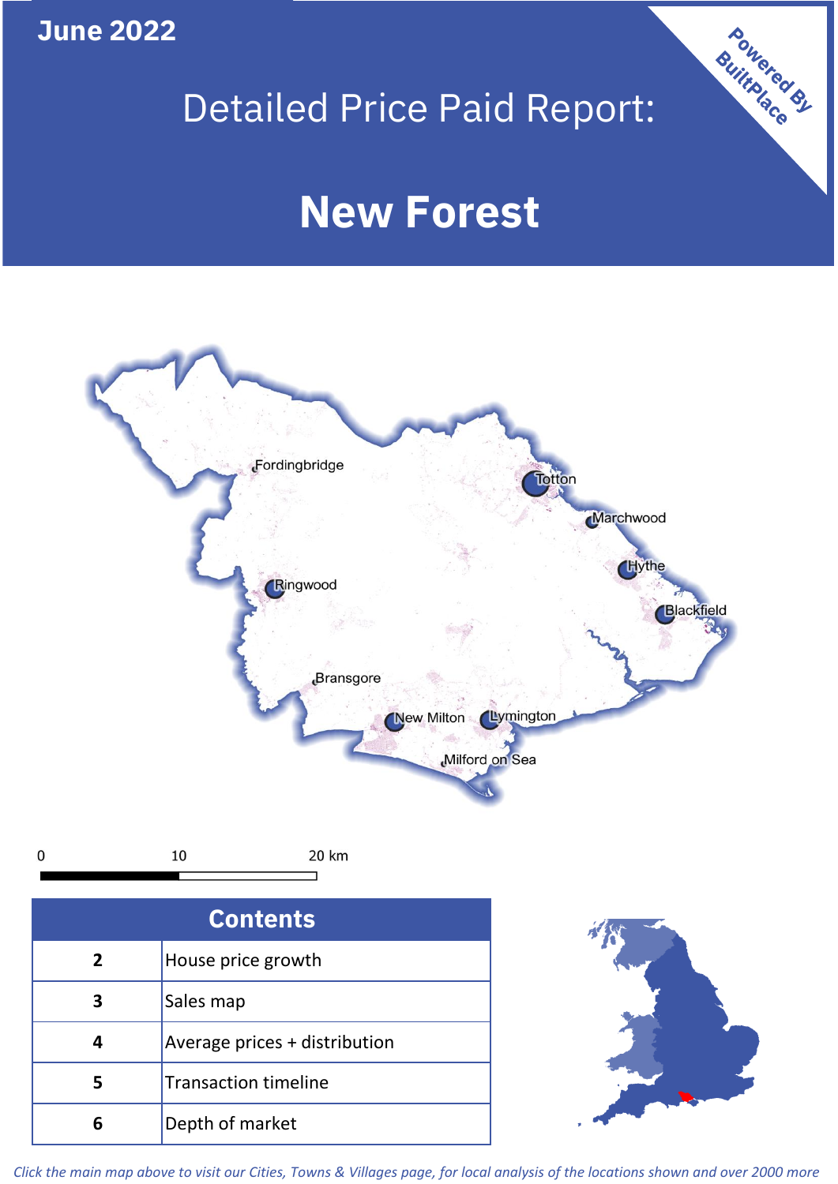June 2022

# Detailed Price Paid Report:

# New Forest

Powered By BuiltPlace

| Contents | |
|---|---|
| 2 | House price growth |
| 3 | Sales map |
| 4 | Average prices + distribution |
| 5 | Transaction timeline |
| 6 | Depth of market |

*Click the main map above to visit our Cities, Towns & Villages page, for local analysis of the locations shown and over 2000 more*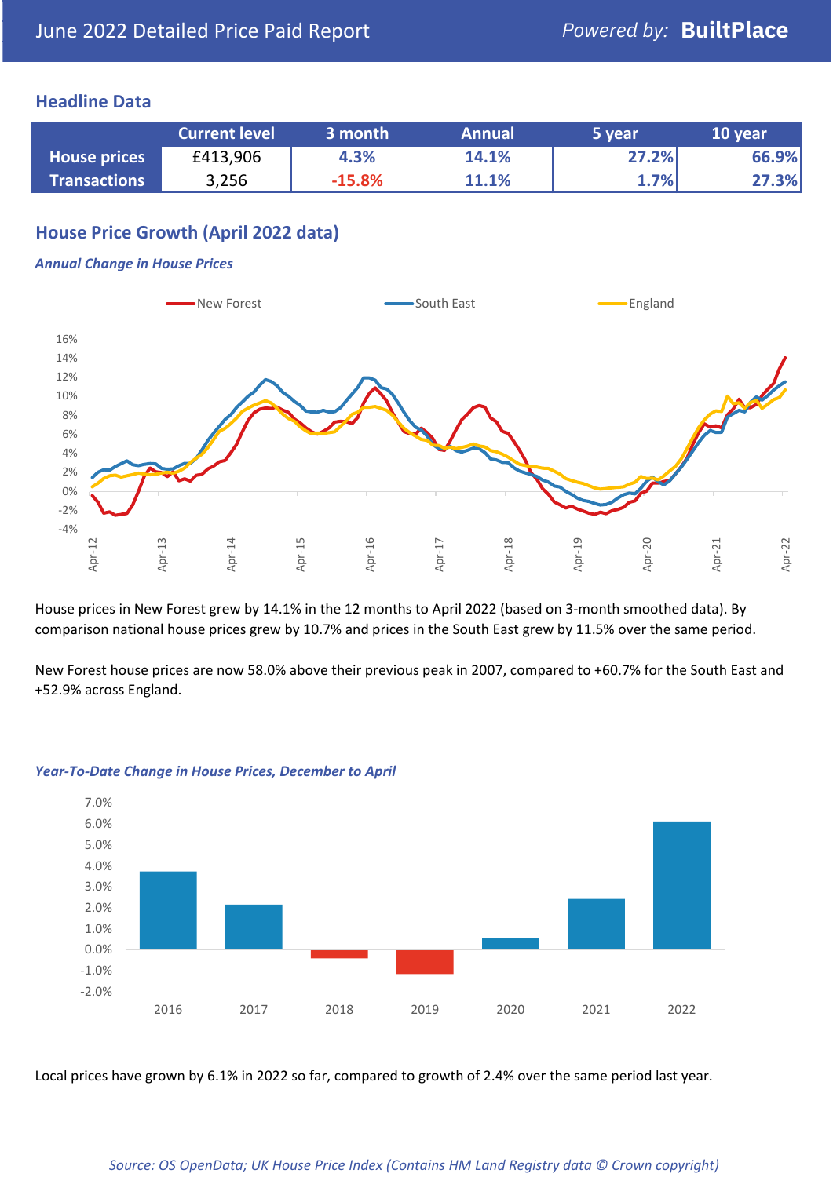June 2022 Detailed Price Paid Report — *Powered by:* **BuiltPlace**

## Headline Data

| | Current level | 3 month | Annual | 5 year | 10 year |
|---|---|---|---|---|---|
| **House prices** | £413,906 | 4.3% | 14.1% | 27.2% | 66.9% |
| **Transactions** | 3,256 | -15.8% | 11.1% | 1.7% | 27.3% |

## House Price Growth (April 2022 data)

### *Annual Change in House Prices*

House prices in New Forest grew by 14.1% in the 12 months to April 2022 (based on 3-month smoothed data). By comparison national house prices grew by 10.7% and prices in the South East grew by 11.5% over the same period.

New Forest house prices are now 58.0% above their previous peak in 2007, compared to +60.7% for the South East and +52.9% across England.

### *Year-To-Date Change in House Prices, December to April*

Local prices have grown by 6.1% in 2022 so far, compared to growth of 2.4% over the same period last year.

*Source: OS OpenData; UK House Price Index (Contains HM Land Registry data © Crown copyright)*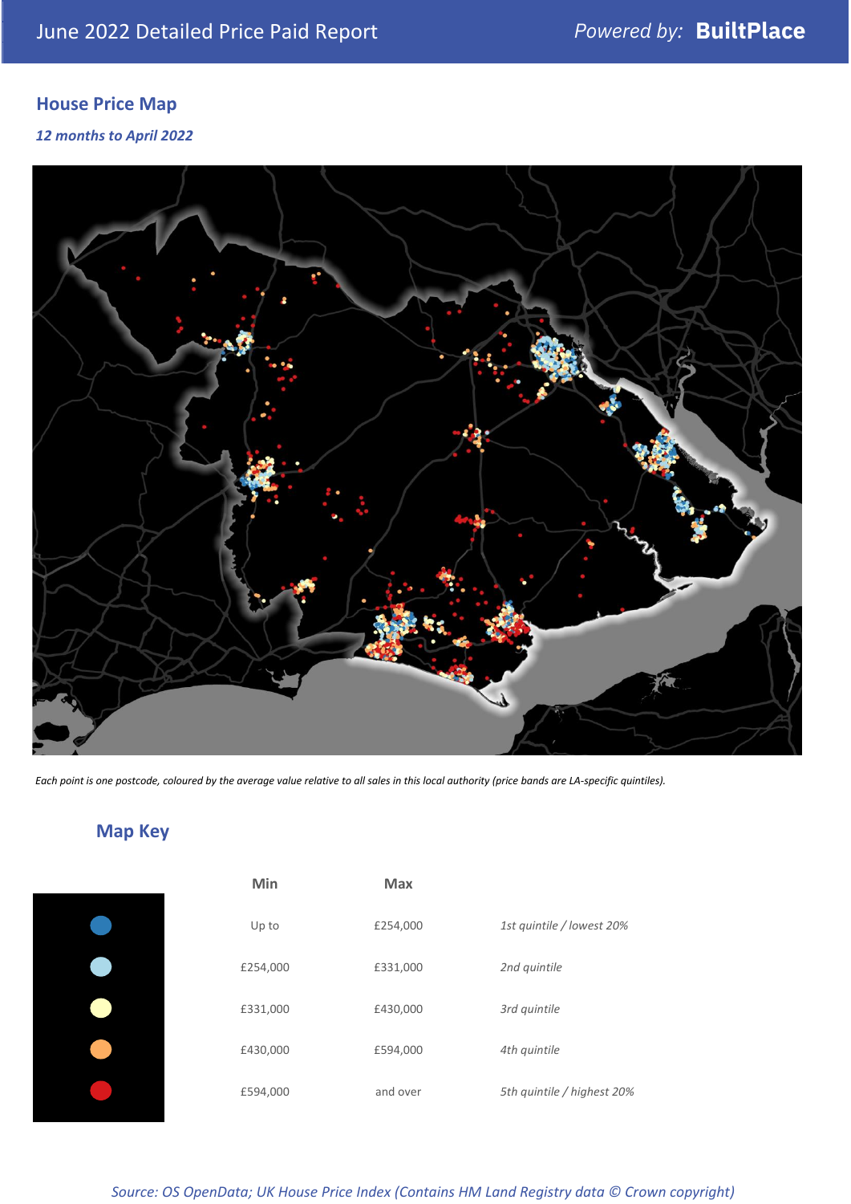June 2022 Detailed Price Paid Report

Powered by: **BuiltPlace**

## House Price Map

*12 months to April 2022*

*Each point is one postcode, coloured by the average value relative to all sales in this local authority (price bands are LA-specific quintiles).*

## Map Key

| | Min | Max | |
|---|---|---|---|
| | Up to | £254,000 | *1st quintile / lowest 20%* |
| | £254,000 | £331,000 | *2nd quintile* |
| | £331,000 | £430,000 | *3rd quintile* |
| | £430,000 | £594,000 | *4th quintile* |
| | £594,000 | and over | *5th quintile / highest 20%* |

*Source: OS OpenData; UK House Price Index (Contains HM Land Registry data © Crown copyright)*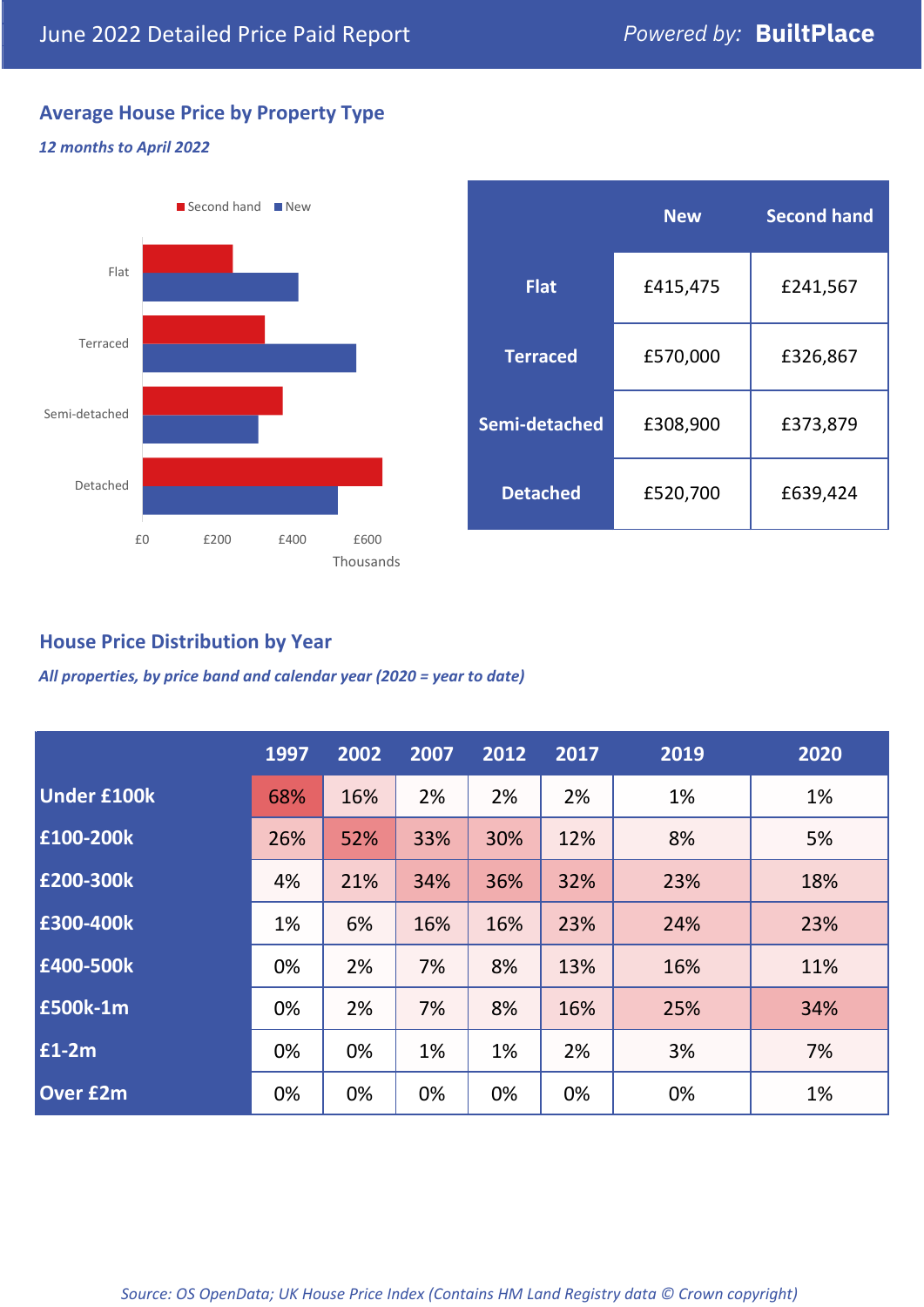# June 2022 Detailed Price Paid Report

Powered by: **BuiltPlace**

## Average House Price by Property Type

*12 months to April 2022*

Second hand ■ New ■

Flat

Terraced

Semi-detached

Detached

£0 £200 £400 £600

Thousands

| | New | Second hand |
|---|---|---|
| **Flat** | £415,475 | £241,567 |
| **Terraced** | £570,000 | £326,867 |
| **Semi-detached** | £308,900 | £373,879 |
| **Detached** | £520,700 | £639,424 |

## House Price Distribution by Year

*All properties, by price band and calendar year (2020 = year to date)*

| | 1997 | 2002 | 2007 | 2012 | 2017 | 2019 | 2020 |
|---|---|---|---|---|---|---|---|
| **Under £100k** | 68% | 16% | 2% | 2% | 2% | 1% | 1% |
| **£100-200k** | 26% | 52% | 33% | 30% | 12% | 8% | 5% |
| **£200-300k** | 4% | 21% | 34% | 36% | 32% | 23% | 18% |
| **£300-400k** | 1% | 6% | 16% | 16% | 23% | 24% | 23% |
| **£400-500k** | 0% | 2% | 7% | 8% | 13% | 16% | 11% |
| **£500k-1m** | 0% | 2% | 7% | 8% | 16% | 25% | 34% |
| **£1-2m** | 0% | 0% | 1% | 1% | 2% | 3% | 7% |
| **Over £2m** | 0% | 0% | 0% | 0% | 0% | 0% | 1% |

*Source: OS OpenData; UK House Price Index (Contains HM Land Registry data © Crown copyright)*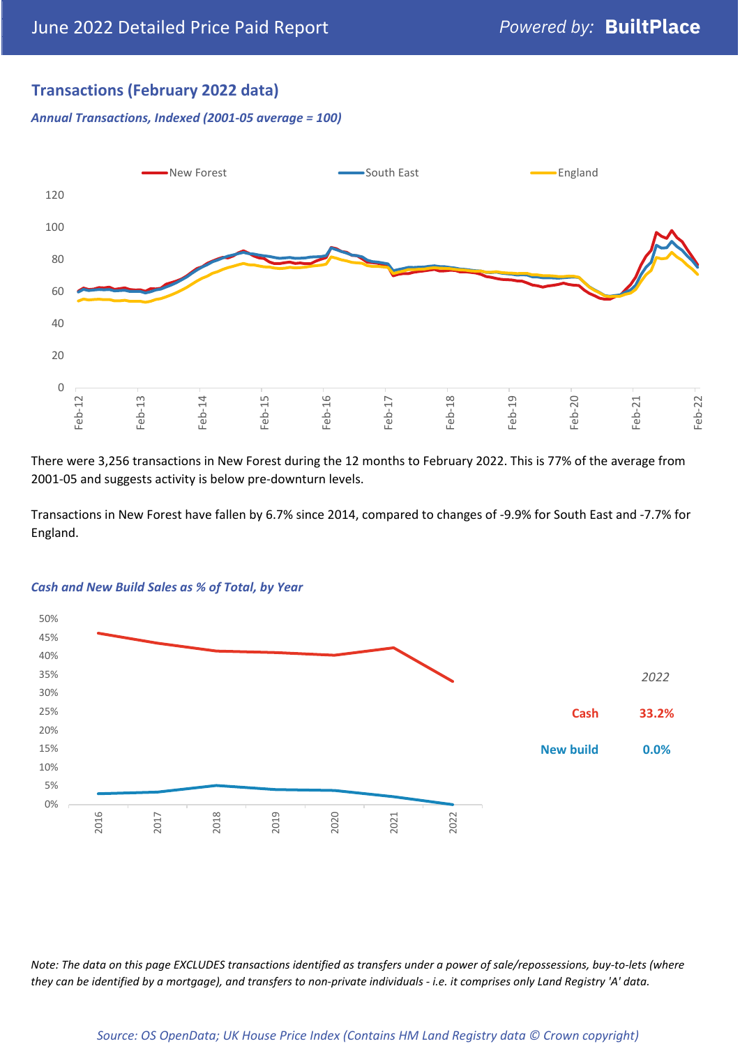## Transactions (February 2022 data)

*Annual Transactions, Indexed (2001-05 average = 100)*

There were 3,256 transactions in New Forest during the 12 months to February 2022. This is 77% of the average from 2001-05 and suggests activity is below pre-downturn levels.

Transactions in New Forest have fallen by 6.7% since 2014, compared to changes of -9.9% for South East and -7.7% for England.

*Cash and New Build Sales as % of Total, by Year*

*2022*

| | |
|---|---|
| Cash | 33.2% |
| New build | 0.0% |

*Note: The data on this page EXCLUDES transactions identified as transfers under a power of sale/repossessions, buy-to-lets (where they can be identified by a mortgage), and transfers to non-private individuals - i.e. it comprises only Land Registry 'A' data.*

*Source: OS OpenData; UK House Price Index (Contains HM Land Registry data © Crown copyright)*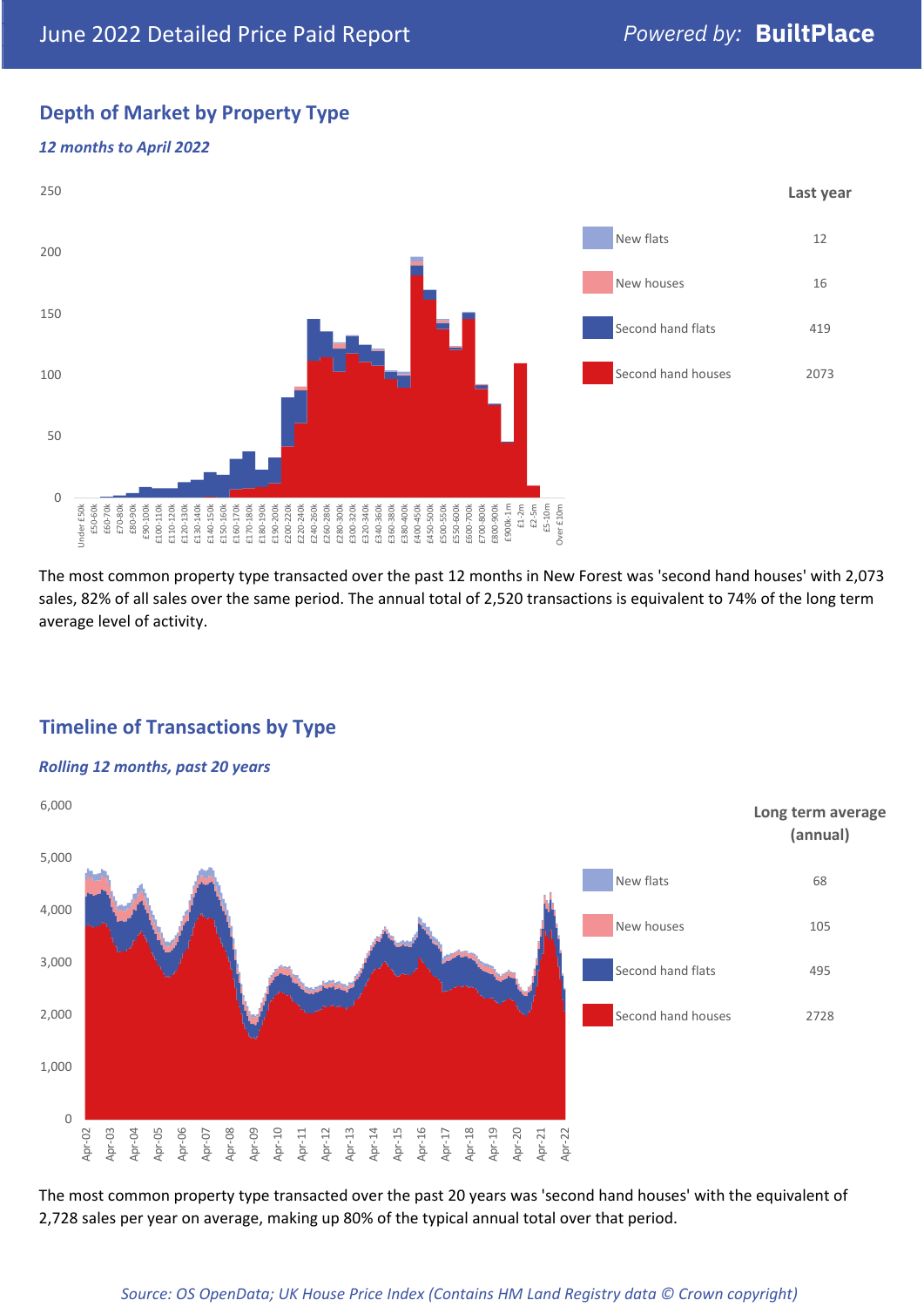June 2022 Detailed Price Paid Report

Powered by: **BuiltPlace**

## Depth of Market by Property Type

*12 months to April 2022*

250
200
150
100
50
0

Under £50k, £50-60k, £60-70k, £70-80k, £80-90k, £90-100k, £100-110k, £110-120k, £120-130k, £130-140k, £140-150k, £150-160k, £160-170k, £170-180k, £180-190k, £190-200k, £200-220k, £220-240k, £240-260k, £260-280k, £280-300k, £300-320k, £320-340k, £340-360k, £360-380k, £380-400k, £400-450k, £450-500k, £500-550k, £550-600k, £600-700k, £700-800k, £800-900k, £900k-1m, £1-2m, £2-5m, £5-10m, Over £10m

**Last year**

New flats 12
New houses 16
Second hand flats 419
Second hand houses 2073

The most common property type transacted over the past 12 months in New Forest was 'second hand houses' with 2,073 sales, 82% of all sales over the same period. The annual total of 2,520 transactions is equivalent to 74% of the long term average level of activity.

## Timeline of Transactions by Type

*Rolling 12 months, past 20 years*

6,000
5,000
4,000
3,000
2,000
1,000
0

Apr-02, Apr-03, Apr-04, Apr-05, Apr-06, Apr-07, Apr-08, Apr-09, Apr-10, Apr-11, Apr-12, Apr-13, Apr-14, Apr-15, Apr-16, Apr-17, Apr-18, Apr-19, Apr-20, Apr-21, Apr-22

**Long term average (annual)**

New flats 68
New houses 105
Second hand flats 495
Second hand houses 2728

The most common property type transacted over the past 20 years was 'second hand houses' with the equivalent of 2,728 sales per year on average, making up 80% of the typical annual total over that period.

*Source: OS OpenData; UK House Price Index (Contains HM Land Registry data © Crown copyright)*